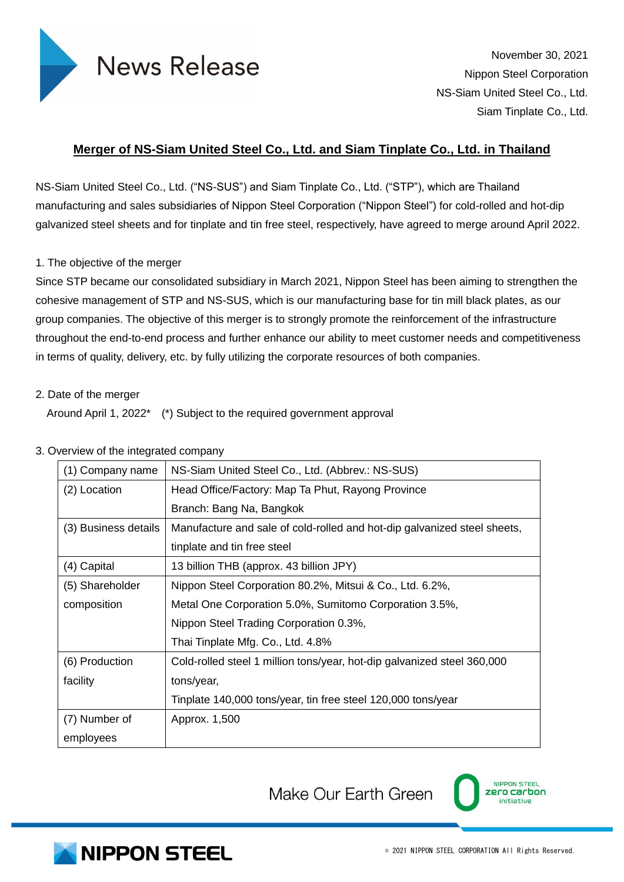# News Release

November 30, 2021
Nippon Steel Corporation
NS-Siam United Steel Co., Ltd.
Siam Tinplate Co., Ltd.

## Merger of NS-Siam United Steel Co., Ltd. and Siam Tinplate Co., Ltd. in Thailand

NS-Siam United Steel Co., Ltd. ("NS-SUS") and Siam Tinplate Co., Ltd. ("STP"), which are Thailand manufacturing and sales subsidiaries of Nippon Steel Corporation ("Nippon Steel") for cold-rolled and hot-dip galvanized steel sheets and for tinplate and tin free steel, respectively, have agreed to merge around April 2022.

1. The objective of the merger

Since STP became our consolidated subsidiary in March 2021, Nippon Steel has been aiming to strengthen the cohesive management of STP and NS-SUS, which is our manufacturing base for tin mill black plates, as our group companies. The objective of this merger is to strongly promote the reinforcement of the infrastructure throughout the end-to-end process and further enhance our ability to meet customer needs and competitiveness in terms of quality, delivery, etc. by fully utilizing the corporate resources of both companies.

2. Date of the merger

Around April 1, 2022* (*) Subject to the required government approval

3. Overview of the integrated company

| | |
|---|---|
| (1) Company name | NS-Siam United Steel Co., Ltd. (Abbrev.: NS-SUS) |
| (2) Location | Head Office/Factory: Map Ta Phut, Rayong Province<br>Branch: Bang Na, Bangkok |
| (3) Business details | Manufacture and sale of cold-rolled and hot-dip galvanized steel sheets, tinplate and tin free steel |
| (4) Capital | 13 billion THB (approx. 43 billion JPY) |
| (5) Shareholder composition | Nippon Steel Corporation 80.2%, Mitsui & Co., Ltd. 6.2%,<br>Metal One Corporation 5.0%, Sumitomo Corporation 3.5%,<br>Nippon Steel Trading Corporation 0.3%,<br>Thai Tinplate Mfg. Co., Ltd. 4.8% |
| (6) Production facility | Cold-rolled steel 1 million tons/year, hot-dip galvanized steel 360,000 tons/year,<br>Tinplate 140,000 tons/year, tin free steel 120,000 tons/year |
| (7) Number of employees | Approx. 1,500 |

Make Our Earth Green

NIPPON STEEL zero carbon initiative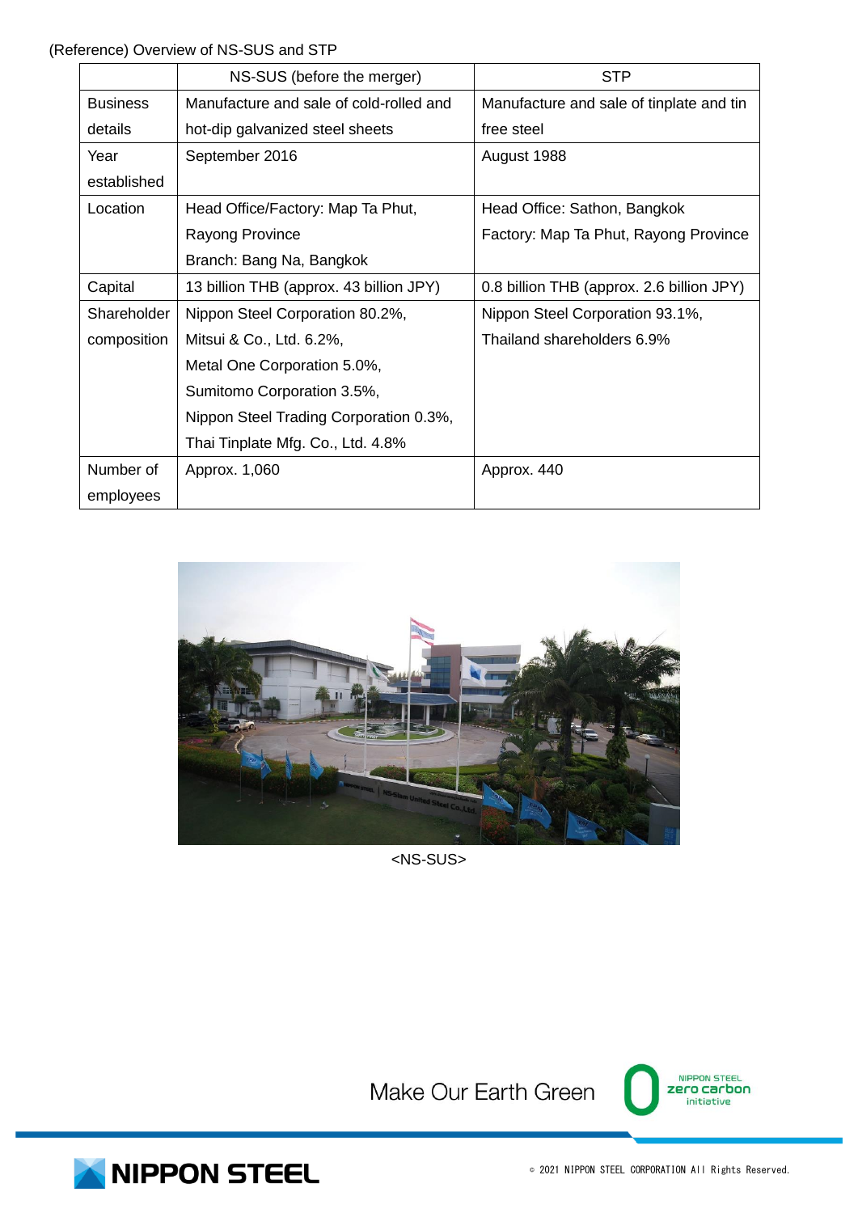(Reference) Overview of NS-SUS and STP

| | NS-SUS (before the merger) | STP |
|---|---|---|
| Business details | Manufacture and sale of cold-rolled and hot-dip galvanized steel sheets | Manufacture and sale of tinplate and tin free steel |
| Year established | September 2016 | August 1988 |
| Location | Head Office/Factory: Map Ta Phut, Rayong Province<br>Branch: Bang Na, Bangkok | Head Office: Sathon, Bangkok<br>Factory: Map Ta Phut, Rayong Province |
| Capital | 13 billion THB (approx. 43 billion JPY) | 0.8 billion THB (approx. 2.6 billion JPY) |
| Shareholder composition | Nippon Steel Corporation 80.2%,<br>Mitsui & Co., Ltd. 6.2%,<br>Metal One Corporation 5.0%,<br>Sumitomo Corporation 3.5%,<br>Nippon Steel Trading Corporation 0.3%,<br>Thai Tinplate Mfg. Co., Ltd. 4.8% | Nippon Steel Corporation 93.1%,<br>Thailand shareholders 6.9% |
| Number of employees | Approx. 1,060 | Approx. 440 |

<NS-SUS>

Make Our Earth Green